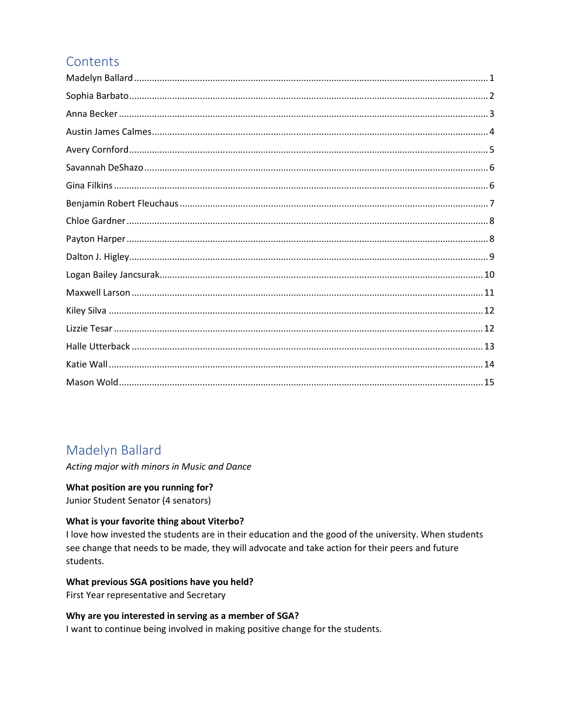## Contents

Madelyn Ballard ........................................................................................................................ 1
Sophia Barbato .......................................................................................................................... 2
Anna Becker .............................................................................................................................. 3
Austin James Calmes .................................................................................................................. 4
Avery Cornford .......................................................................................................................... 5
Savannah DeShazo ..................................................................................................................... 6
Gina Filkins ................................................................................................................................ 6
Benjamin Robert Fleuchaus ....................................................................................................... 7
Chloe Gardner ............................................................................................................................ 8
Payton Harper ............................................................................................................................ 8
Dalton J. Higley .......................................................................................................................... 9
Logan Bailey Jancsurak ............................................................................................................ 10
Maxwell Larson ........................................................................................................................ 11
Kiley Silva ................................................................................................................................ 12
Lizzie Tesar .............................................................................................................................. 12
Halle Utterback ........................................................................................................................ 13
Katie Wall ................................................................................................................................. 14
Mason Wold ............................................................................................................................. 15

## Madelyn Ballard

*Acting major with minors in Music and Dance*

**What position are you running for?**
Junior Student Senator (4 senators)

**What is your favorite thing about Viterbo?**
I love how invested the students are in their education and the good of the university. When students see change that needs to be made, they will advocate and take action for their peers and future students.

**What previous SGA positions have you held?**
First Year representative and Secretary

**Why are you interested in serving as a member of SGA?**
I want to continue being involved in making positive change for the students.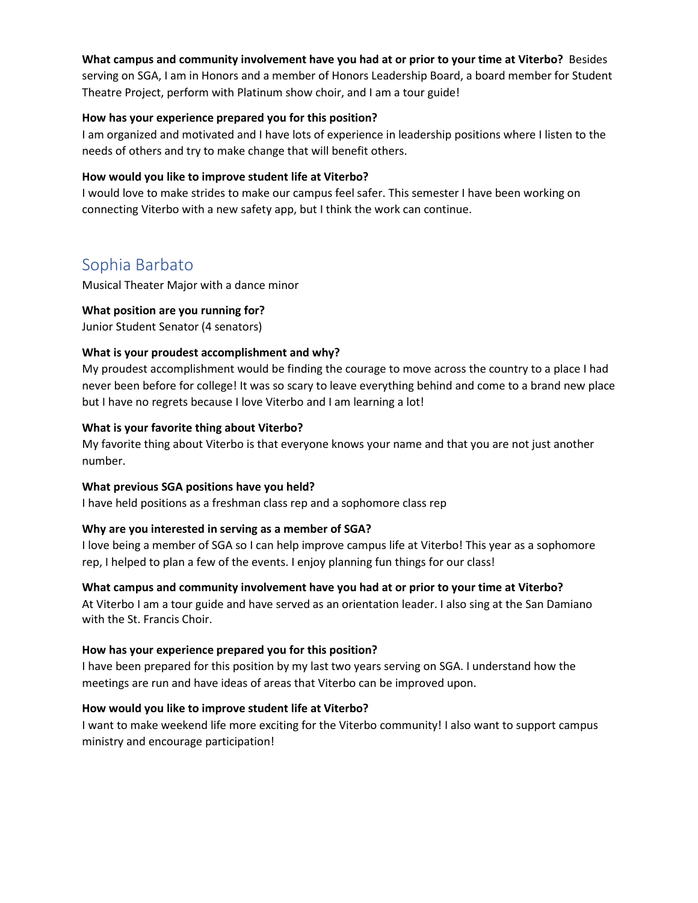**What campus and community involvement have you had at or prior to your time at Viterbo?** Besides serving on SGA, I am in Honors and a member of Honors Leadership Board, a board member for Student Theatre Project, perform with Platinum show choir, and I am a tour guide!

**How has your experience prepared you for this position?**

I am organized and motivated and I have lots of experience in leadership positions where I listen to the needs of others and try to make change that will benefit others.

**How would you like to improve student life at Viterbo?**

I would love to make strides to make our campus feel safer. This semester I have been working on connecting Viterbo with a new safety app, but I think the work can continue.

## Sophia Barbato

Musical Theater Major with a dance minor

**What position are you running for?**

Junior Student Senator (4 senators)

**What is your proudest accomplishment and why?**

My proudest accomplishment would be finding the courage to move across the country to a place I had never been before for college! It was so scary to leave everything behind and come to a brand new place but I have no regrets because I love Viterbo and I am learning a lot!

**What is your favorite thing about Viterbo?**

My favorite thing about Viterbo is that everyone knows your name and that you are not just another number.

**What previous SGA positions have you held?**

I have held positions as a freshman class rep and a sophomore class rep

**Why are you interested in serving as a member of SGA?**

I love being a member of SGA so I can help improve campus life at Viterbo! This year as a sophomore rep, I helped to plan a few of the events. I enjoy planning fun things for our class!

**What campus and community involvement have you had at or prior to your time at Viterbo?**

At Viterbo I am a tour guide and have served as an orientation leader. I also sing at the San Damiano with the St. Francis Choir.

**How has your experience prepared you for this position?**

I have been prepared for this position by my last two years serving on SGA. I understand how the meetings are run and have ideas of areas that Viterbo can be improved upon.

**How would you like to improve student life at Viterbo?**

I want to make weekend life more exciting for the Viterbo community! I also want to support campus ministry and encourage participation!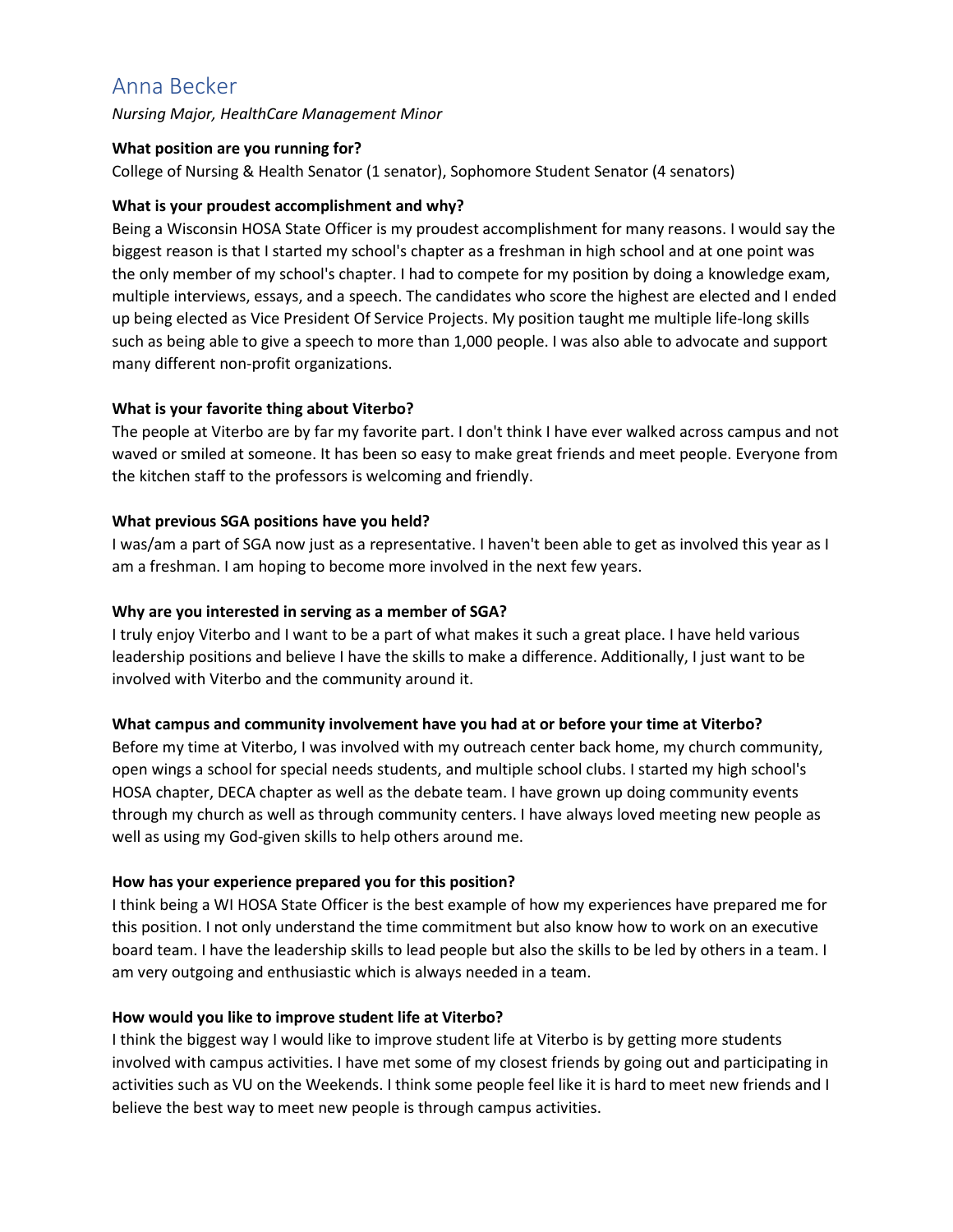# Anna Becker

*Nursing Major, HealthCare Management Minor*

**What position are you running for?**

College of Nursing & Health Senator (1 senator), Sophomore Student Senator (4 senators)

**What is your proudest accomplishment and why?**

Being a Wisconsin HOSA State Officer is my proudest accomplishment for many reasons. I would say the biggest reason is that I started my school's chapter as a freshman in high school and at one point was the only member of my school's chapter. I had to compete for my position by doing a knowledge exam, multiple interviews, essays, and a speech. The candidates who score the highest are elected and I ended up being elected as Vice President Of Service Projects. My position taught me multiple life-long skills such as being able to give a speech to more than 1,000 people. I was also able to advocate and support many different non-profit organizations.

**What is your favorite thing about Viterbo?**

The people at Viterbo are by far my favorite part. I don't think I have ever walked across campus and not waved or smiled at someone. It has been so easy to make great friends and meet people. Everyone from the kitchen staff to the professors is welcoming and friendly.

**What previous SGA positions have you held?**

I was/am a part of SGA now just as a representative. I haven't been able to get as involved this year as I am a freshman. I am hoping to become more involved in the next few years.

**Why are you interested in serving as a member of SGA?**

I truly enjoy Viterbo and I want to be a part of what makes it such a great place. I have held various leadership positions and believe I have the skills to make a difference. Additionally, I just want to be involved with Viterbo and the community around it.

**What campus and community involvement have you had at or before your time at Viterbo?**

Before my time at Viterbo, I was involved with my outreach center back home, my church community, open wings a school for special needs students, and multiple school clubs. I started my high school's HOSA chapter, DECA chapter as well as the debate team. I have grown up doing community events through my church as well as through community centers. I have always loved meeting new people as well as using my God-given skills to help others around me.

**How has your experience prepared you for this position?**

I think being a WI HOSA State Officer is the best example of how my experiences have prepared me for this position. I not only understand the time commitment but also know how to work on an executive board team. I have the leadership skills to lead people but also the skills to be led by others in a team. I am very outgoing and enthusiastic which is always needed in a team.

**How would you like to improve student life at Viterbo?**

I think the biggest way I would like to improve student life at Viterbo is by getting more students involved with campus activities. I have met some of my closest friends by going out and participating in activities such as VU on the Weekends. I think some people feel like it is hard to meet new friends and I believe the best way to meet new people is through campus activities.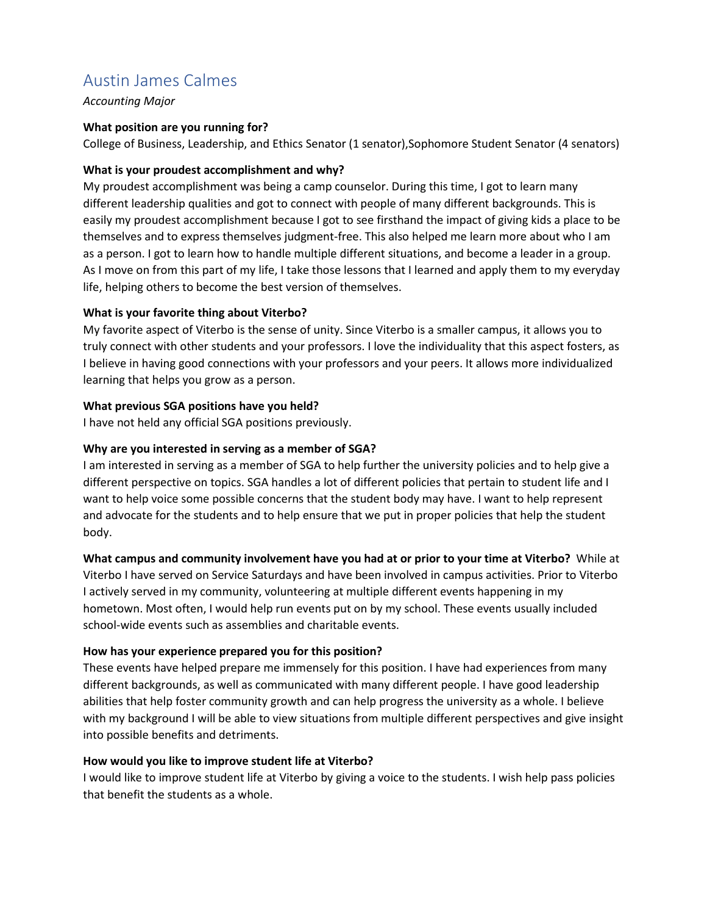# Austin James Calmes

*Accounting Major*

**What position are you running for?**

College of Business, Leadership, and Ethics Senator (1 senator),Sophomore Student Senator (4 senators)

**What is your proudest accomplishment and why?**

My proudest accomplishment was being a camp counselor. During this time, I got to learn many different leadership qualities and got to connect with people of many different backgrounds. This is easily my proudest accomplishment because I got to see firsthand the impact of giving kids a place to be themselves and to express themselves judgment-free. This also helped me learn more about who I am as a person. I got to learn how to handle multiple different situations, and become a leader in a group. As I move on from this part of my life, I take those lessons that I learned and apply them to my everyday life, helping others to become the best version of themselves.

**What is your favorite thing about Viterbo?**

My favorite aspect of Viterbo is the sense of unity. Since Viterbo is a smaller campus, it allows you to truly connect with other students and your professors. I love the individuality that this aspect fosters, as I believe in having good connections with your professors and your peers. It allows more individualized learning that helps you grow as a person.

**What previous SGA positions have you held?**

I have not held any official SGA positions previously.

**Why are you interested in serving as a member of SGA?**

I am interested in serving as a member of SGA to help further the university policies and to help give a different perspective on topics. SGA handles a lot of different policies that pertain to student life and I want to help voice some possible concerns that the student body may have. I want to help represent and advocate for the students and to help ensure that we put in proper policies that help the student body.

**What campus and community involvement have you had at or prior to your time at Viterbo?** While at Viterbo I have served on Service Saturdays and have been involved in campus activities. Prior to Viterbo I actively served in my community, volunteering at multiple different events happening in my hometown. Most often, I would help run events put on by my school. These events usually included school-wide events such as assemblies and charitable events.

**How has your experience prepared you for this position?**

These events have helped prepare me immensely for this position. I have had experiences from many different backgrounds, as well as communicated with many different people. I have good leadership abilities that help foster community growth and can help progress the university as a whole. I believe with my background I will be able to view situations from multiple different perspectives and give insight into possible benefits and detriments.

**How would you like to improve student life at Viterbo?**

I would like to improve student life at Viterbo by giving a voice to the students. I wish help pass policies that benefit the students as a whole.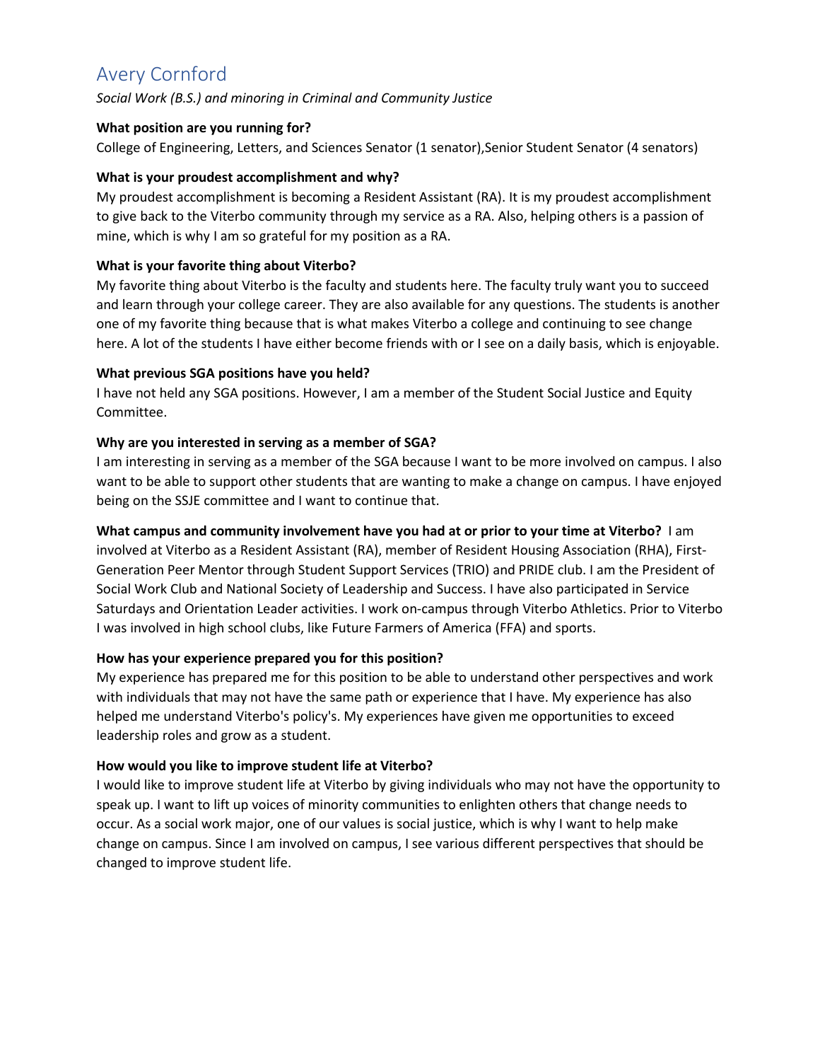# Avery Cornford

*Social Work (B.S.) and minoring in Criminal and Community Justice*

**What position are you running for?**

College of Engineering, Letters, and Sciences Senator (1 senator),Senior Student Senator (4 senators)

**What is your proudest accomplishment and why?**

My proudest accomplishment is becoming a Resident Assistant (RA). It is my proudest accomplishment to give back to the Viterbo community through my service as a RA. Also, helping others is a passion of mine, which is why I am so grateful for my position as a RA.

**What is your favorite thing about Viterbo?**

My favorite thing about Viterbo is the faculty and students here. The faculty truly want you to succeed and learn through your college career. They are also available for any questions. The students is another one of my favorite thing because that is what makes Viterbo a college and continuing to see change here. A lot of the students I have either become friends with or I see on a daily basis, which is enjoyable.

**What previous SGA positions have you held?**

I have not held any SGA positions. However, I am a member of the Student Social Justice and Equity Committee.

**Why are you interested in serving as a member of SGA?**

I am interesting in serving as a member of the SGA because I want to be more involved on campus. I also want to be able to support other students that are wanting to make a change on campus. I have enjoyed being on the SSJE committee and I want to continue that.

**What campus and community involvement have you had at or prior to your time at Viterbo?** I am involved at Viterbo as a Resident Assistant (RA), member of Resident Housing Association (RHA), First-Generation Peer Mentor through Student Support Services (TRIO) and PRIDE club. I am the President of Social Work Club and National Society of Leadership and Success. I have also participated in Service Saturdays and Orientation Leader activities. I work on-campus through Viterbo Athletics. Prior to Viterbo I was involved in high school clubs, like Future Farmers of America (FFA) and sports.

**How has your experience prepared you for this position?**

My experience has prepared me for this position to be able to understand other perspectives and work with individuals that may not have the same path or experience that I have. My experience has also helped me understand Viterbo's policy's. My experiences have given me opportunities to exceed leadership roles and grow as a student.

**How would you like to improve student life at Viterbo?**

I would like to improve student life at Viterbo by giving individuals who may not have the opportunity to speak up. I want to lift up voices of minority communities to enlighten others that change needs to occur. As a social work major, one of our values is social justice, which is why I want to help make change on campus. Since I am involved on campus, I see various different perspectives that should be changed to improve student life.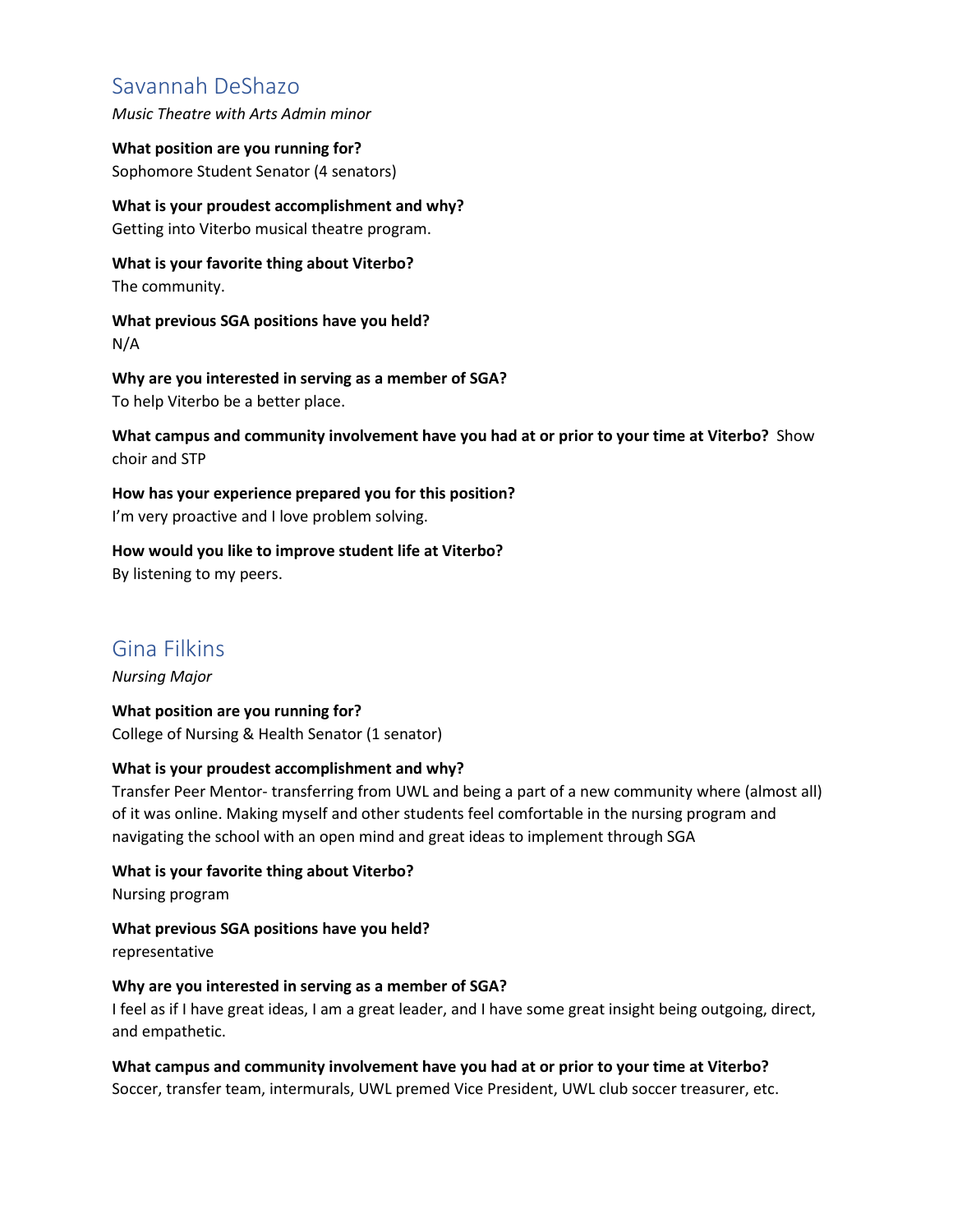## Savannah DeShazo

*Music Theatre with Arts Admin minor*

**What position are you running for?**
Sophomore Student Senator (4 senators)

**What is your proudest accomplishment and why?**
Getting into Viterbo musical theatre program.

**What is your favorite thing about Viterbo?**
The community.

**What previous SGA positions have you held?**
N/A

**Why are you interested in serving as a member of SGA?**
To help Viterbo be a better place.

**What campus and community involvement have you had at or prior to your time at Viterbo?** Show choir and STP

**How has your experience prepared you for this position?**
I'm very proactive and I love problem solving.

**How would you like to improve student life at Viterbo?**
By listening to my peers.

## Gina Filkins

*Nursing Major*

**What position are you running for?**
College of Nursing & Health Senator (1 senator)

**What is your proudest accomplishment and why?**
Transfer Peer Mentor- transferring from UWL and being a part of a new community where (almost all) of it was online. Making myself and other students feel comfortable in the nursing program and navigating the school with an open mind and great ideas to implement through SGA

**What is your favorite thing about Viterbo?**
Nursing program

**What previous SGA positions have you held?**
representative

**Why are you interested in serving as a member of SGA?**
I feel as if I have great ideas, I am a great leader, and I have some great insight being outgoing, direct, and empathetic.

**What campus and community involvement have you had at or prior to your time at Viterbo?**
Soccer, transfer team, intermurals, UWL premed Vice President, UWL club soccer treasurer, etc.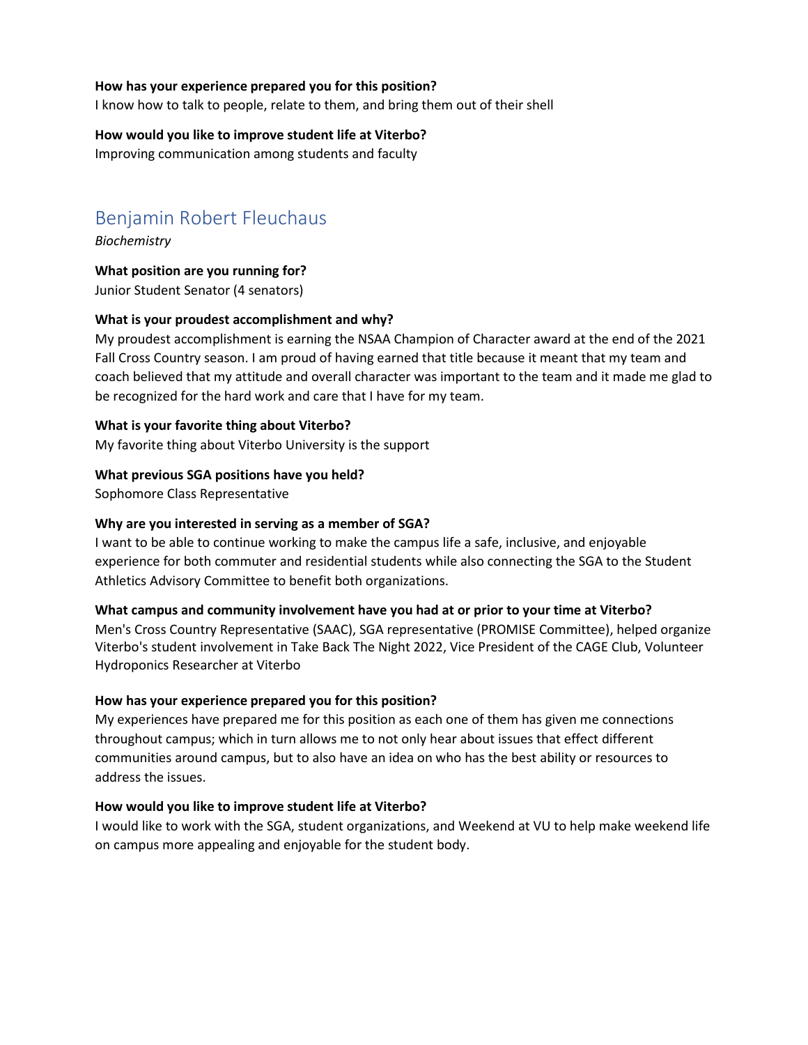**How has your experience prepared you for this position?**
I know how to talk to people, relate to them, and bring them out of their shell

**How would you like to improve student life at Viterbo?**
Improving communication among students and faculty

## Benjamin Robert Fleuchaus

*Biochemistry*

**What position are you running for?**
Junior Student Senator (4 senators)

**What is your proudest accomplishment and why?**
My proudest accomplishment is earning the NSAA Champion of Character award at the end of the 2021 Fall Cross Country season. I am proud of having earned that title because it meant that my team and coach believed that my attitude and overall character was important to the team and it made me glad to be recognized for the hard work and care that I have for my team.

**What is your favorite thing about Viterbo?**
My favorite thing about Viterbo University is the support

**What previous SGA positions have you held?**
Sophomore Class Representative

**Why are you interested in serving as a member of SGA?**
I want to be able to continue working to make the campus life a safe, inclusive, and enjoyable experience for both commuter and residential students while also connecting the SGA to the Student Athletics Advisory Committee to benefit both organizations.

**What campus and community involvement have you had at or prior to your time at Viterbo?**
Men's Cross Country Representative (SAAC), SGA representative (PROMISE Committee), helped organize Viterbo's student involvement in Take Back The Night 2022, Vice President of the CAGE Club, Volunteer Hydroponics Researcher at Viterbo

**How has your experience prepared you for this position?**
My experiences have prepared me for this position as each one of them has given me connections throughout campus; which in turn allows me to not only hear about issues that effect different communities around campus, but to also have an idea on who has the best ability or resources to address the issues.

**How would you like to improve student life at Viterbo?**
I would like to work with the SGA, student organizations, and Weekend at VU to help make weekend life on campus more appealing and enjoyable for the student body.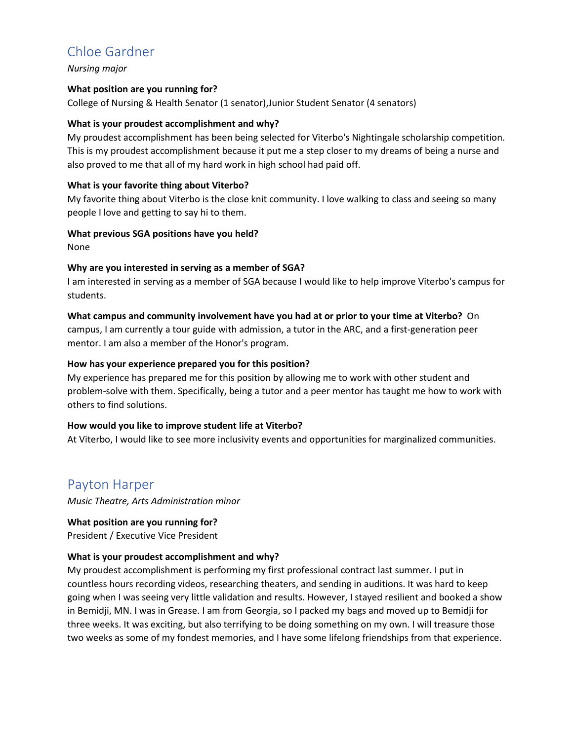## Chloe Gardner

*Nursing major*

**What position are you running for?**
College of Nursing & Health Senator (1 senator),Junior Student Senator (4 senators)

**What is your proudest accomplishment and why?**
My proudest accomplishment has been being selected for Viterbo's Nightingale scholarship competition. This is my proudest accomplishment because it put me a step closer to my dreams of being a nurse and also proved to me that all of my hard work in high school had paid off.

**What is your favorite thing about Viterbo?**
My favorite thing about Viterbo is the close knit community. I love walking to class and seeing so many people I love and getting to say hi to them.

**What previous SGA positions have you held?**
None

**Why are you interested in serving as a member of SGA?**
I am interested in serving as a member of SGA because I would like to help improve Viterbo's campus for students.

**What campus and community involvement have you had at or prior to your time at Viterbo?** On campus, I am currently a tour guide with admission, a tutor in the ARC, and a first-generation peer mentor. I am also a member of the Honor's program.

**How has your experience prepared you for this position?**
My experience has prepared me for this position by allowing me to work with other student and problem-solve with them. Specifically, being a tutor and a peer mentor has taught me how to work with others to find solutions.

**How would you like to improve student life at Viterbo?**
At Viterbo, I would like to see more inclusivity events and opportunities for marginalized communities.

## Payton Harper

*Music Theatre, Arts Administration minor*

**What position are you running for?**
President / Executive Vice President

**What is your proudest accomplishment and why?**
My proudest accomplishment is performing my first professional contract last summer. I put in countless hours recording videos, researching theaters, and sending in auditions. It was hard to keep going when I was seeing very little validation and results. However, I stayed resilient and booked a show in Bemidji, MN. I was in Grease. I am from Georgia, so I packed my bags and moved up to Bemidji for three weeks. It was exciting, but also terrifying to be doing something on my own. I will treasure those two weeks as some of my fondest memories, and I have some lifelong friendships from that experience.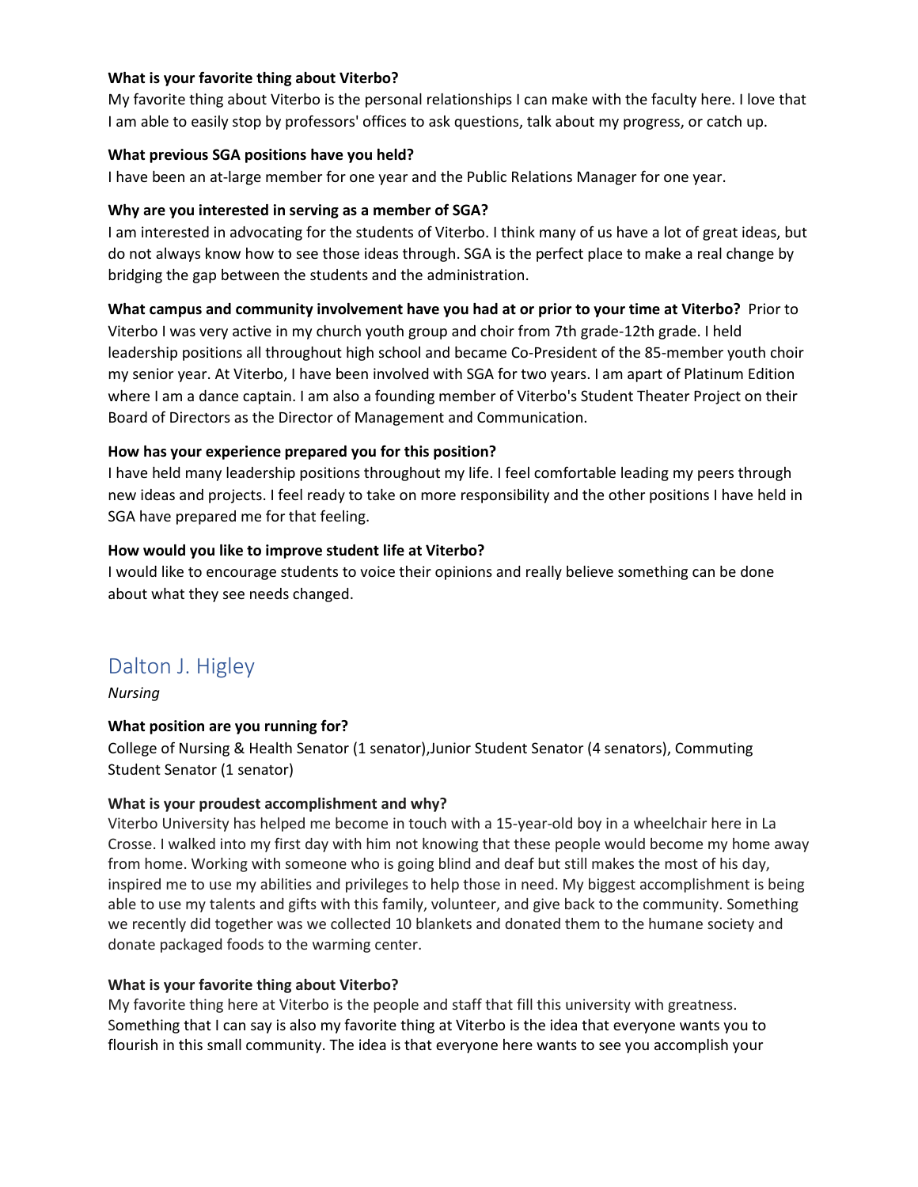**What is your favorite thing about Viterbo?**

My favorite thing about Viterbo is the personal relationships I can make with the faculty here. I love that I am able to easily stop by professors' offices to ask questions, talk about my progress, or catch up.

**What previous SGA positions have you held?**

I have been an at-large member for one year and the Public Relations Manager for one year.

**Why are you interested in serving as a member of SGA?**

I am interested in advocating for the students of Viterbo. I think many of us have a lot of great ideas, but do not always know how to see those ideas through. SGA is the perfect place to make a real change by bridging the gap between the students and the administration.

**What campus and community involvement have you had at or prior to your time at Viterbo?** Prior to Viterbo I was very active in my church youth group and choir from 7th grade-12th grade. I held leadership positions all throughout high school and became Co-President of the 85-member youth choir my senior year. At Viterbo, I have been involved with SGA for two years. I am apart of Platinum Edition where I am a dance captain. I am also a founding member of Viterbo's Student Theater Project on their Board of Directors as the Director of Management and Communication.

**How has your experience prepared you for this position?**

I have held many leadership positions throughout my life. I feel comfortable leading my peers through new ideas and projects. I feel ready to take on more responsibility and the other positions I have held in SGA have prepared me for that feeling.

**How would you like to improve student life at Viterbo?**

I would like to encourage students to voice their opinions and really believe something can be done about what they see needs changed.

## Dalton J. Higley

*Nursing*

**What position are you running for?**

College of Nursing & Health Senator (1 senator),Junior Student Senator (4 senators), Commuting Student Senator (1 senator)

**What is your proudest accomplishment and why?**

Viterbo University has helped me become in touch with a 15-year-old boy in a wheelchair here in La Crosse. I walked into my first day with him not knowing that these people would become my home away from home. Working with someone who is going blind and deaf but still makes the most of his day, inspired me to use my abilities and privileges to help those in need. My biggest accomplishment is being able to use my talents and gifts with this family, volunteer, and give back to the community. Something we recently did together was we collected 10 blankets and donated them to the humane society and donate packaged foods to the warming center.

**What is your favorite thing about Viterbo?**

My favorite thing here at Viterbo is the people and staff that fill this university with greatness. Something that I can say is also my favorite thing at Viterbo is the idea that everyone wants you to flourish in this small community. The idea is that everyone here wants to see you accomplish your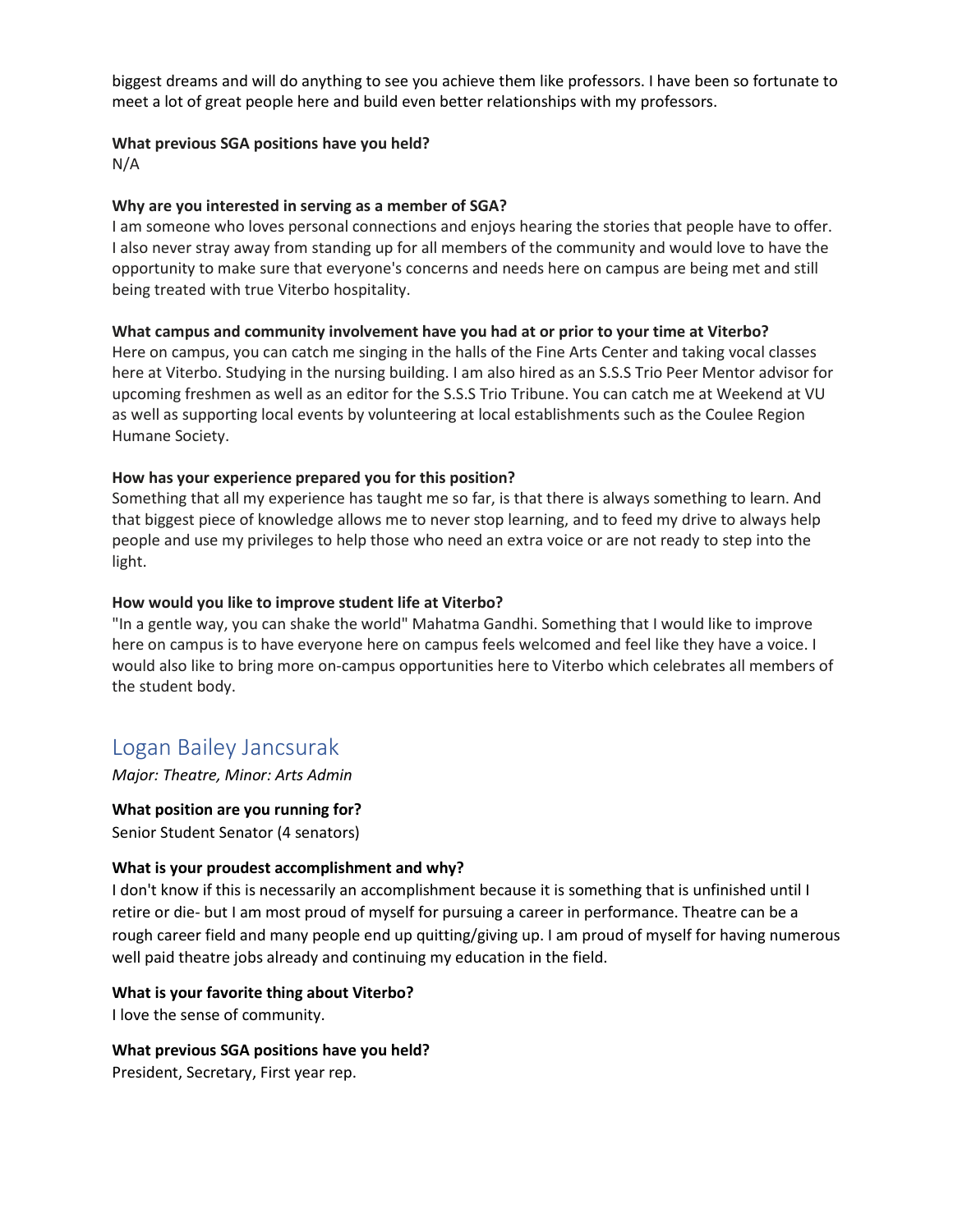biggest dreams and will do anything to see you achieve them like professors. I have been so fortunate to meet a lot of great people here and build even better relationships with my professors.

**What previous SGA positions have you held?**
N/A

**Why are you interested in serving as a member of SGA?**
I am someone who loves personal connections and enjoys hearing the stories that people have to offer. I also never stray away from standing up for all members of the community and would love to have the opportunity to make sure that everyone's concerns and needs here on campus are being met and still being treated with true Viterbo hospitality.

**What campus and community involvement have you had at or prior to your time at Viterbo?**
Here on campus, you can catch me singing in the halls of the Fine Arts Center and taking vocal classes here at Viterbo. Studying in the nursing building. I am also hired as an S.S.S Trio Peer Mentor advisor for upcoming freshmen as well as an editor for the S.S.S Trio Tribune. You can catch me at Weekend at VU as well as supporting local events by volunteering at local establishments such as the Coulee Region Humane Society.

**How has your experience prepared you for this position?**
Something that all my experience has taught me so far, is that there is always something to learn. And that biggest piece of knowledge allows me to never stop learning, and to feed my drive to always help people and use my privileges to help those who need an extra voice or are not ready to step into the light.

**How would you like to improve student life at Viterbo?**
"In a gentle way, you can shake the world" Mahatma Gandhi. Something that I would like to improve here on campus is to have everyone here on campus feels welcomed and feel like they have a voice. I would also like to bring more on-campus opportunities here to Viterbo which celebrates all members of the student body.

## Logan Bailey Jancsurak

*Major: Theatre, Minor: Arts Admin*

**What position are you running for?**
Senior Student Senator (4 senators)

**What is your proudest accomplishment and why?**
I don't know if this is necessarily an accomplishment because it is something that is unfinished until I retire or die- but I am most proud of myself for pursuing a career in performance. Theatre can be a rough career field and many people end up quitting/giving up. I am proud of myself for having numerous well paid theatre jobs already and continuing my education in the field.

**What is your favorite thing about Viterbo?**
I love the sense of community.

**What previous SGA positions have you held?**
President, Secretary, First year rep.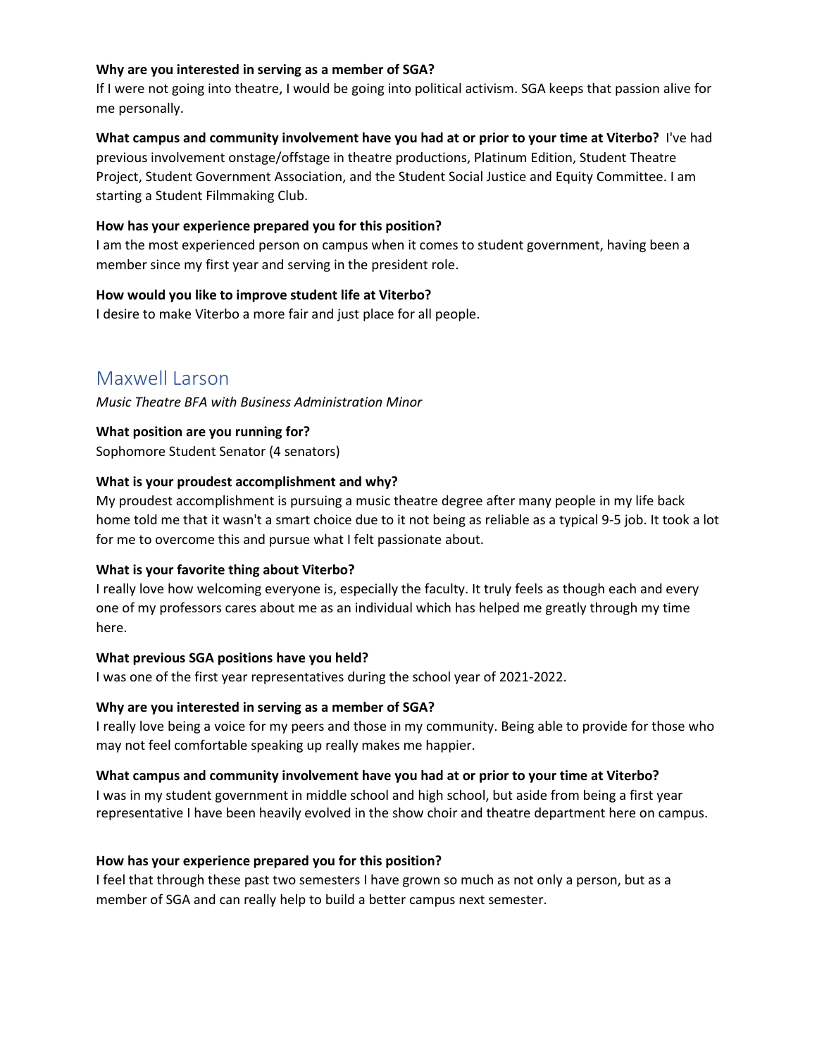**Why are you interested in serving as a member of SGA?**
If I were not going into theatre, I would be going into political activism. SGA keeps that passion alive for me personally.

**What campus and community involvement have you had at or prior to your time at Viterbo?** I've had previous involvement onstage/offstage in theatre productions, Platinum Edition, Student Theatre Project, Student Government Association, and the Student Social Justice and Equity Committee. I am starting a Student Filmmaking Club.

**How has your experience prepared you for this position?**
I am the most experienced person on campus when it comes to student government, having been a member since my first year and serving in the president role.

**How would you like to improve student life at Viterbo?**
I desire to make Viterbo a more fair and just place for all people.

## Maxwell Larson

*Music Theatre BFA with Business Administration Minor*

**What position are you running for?**
Sophomore Student Senator (4 senators)

**What is your proudest accomplishment and why?**
My proudest accomplishment is pursuing a music theatre degree after many people in my life back home told me that it wasn't a smart choice due to it not being as reliable as a typical 9-5 job. It took a lot for me to overcome this and pursue what I felt passionate about.

**What is your favorite thing about Viterbo?**
I really love how welcoming everyone is, especially the faculty. It truly feels as though each and every one of my professors cares about me as an individual which has helped me greatly through my time here.

**What previous SGA positions have you held?**
I was one of the first year representatives during the school year of 2021-2022.

**Why are you interested in serving as a member of SGA?**
I really love being a voice for my peers and those in my community. Being able to provide for those who may not feel comfortable speaking up really makes me happier.

**What campus and community involvement have you had at or prior to your time at Viterbo?**
I was in my student government in middle school and high school, but aside from being a first year representative I have been heavily evolved in the show choir and theatre department here on campus.

**How has your experience prepared you for this position?**
I feel that through these past two semesters I have grown so much as not only a person, but as a member of SGA and can really help to build a better campus next semester.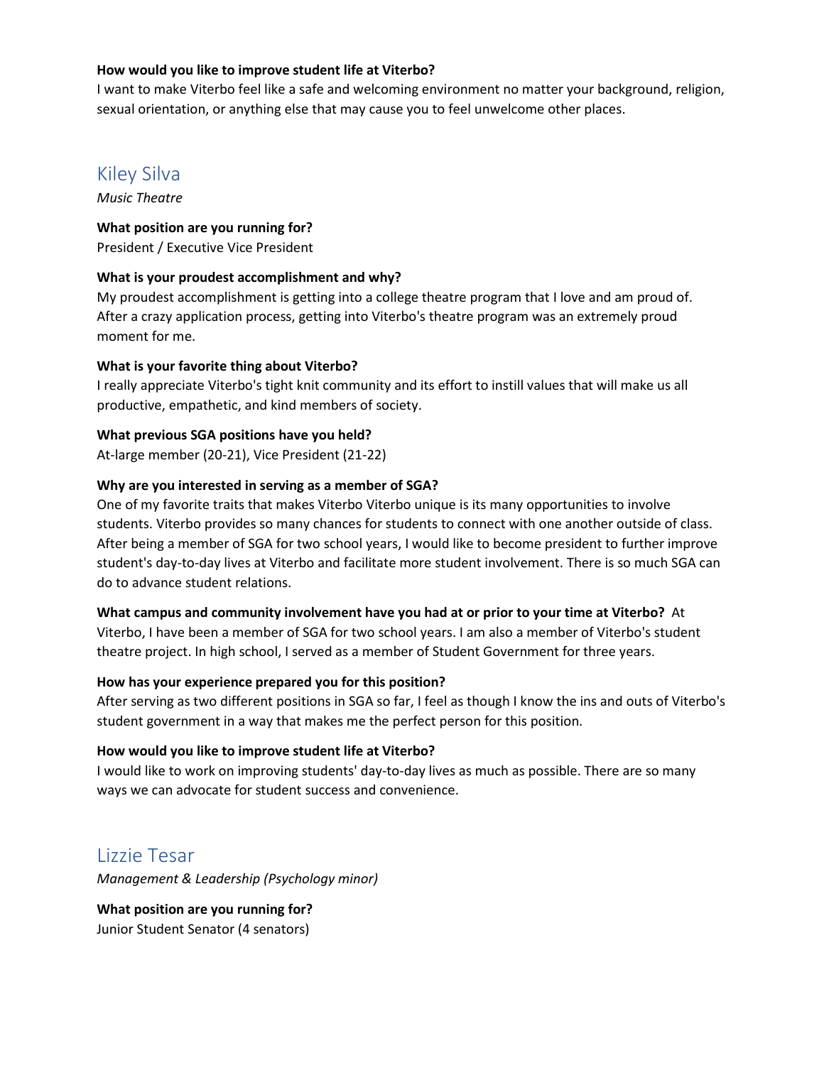**How would you like to improve student life at Viterbo?**

I want to make Viterbo feel like a safe and welcoming environment no matter your background, religion, sexual orientation, or anything else that may cause you to feel unwelcome other places.

## Kiley Silva

*Music Theatre*

**What position are you running for?**

President / Executive Vice President

**What is your proudest accomplishment and why?**

My proudest accomplishment is getting into a college theatre program that I love and am proud of. After a crazy application process, getting into Viterbo's theatre program was an extremely proud moment for me.

**What is your favorite thing about Viterbo?**

I really appreciate Viterbo's tight knit community and its effort to instill values that will make us all productive, empathetic, and kind members of society.

**What previous SGA positions have you held?**

At-large member (20-21), Vice President (21-22)

**Why are you interested in serving as a member of SGA?**

One of my favorite traits that makes Viterbo Viterbo unique is its many opportunities to involve students. Viterbo provides so many chances for students to connect with one another outside of class. After being a member of SGA for two school years, I would like to become president to further improve student's day-to-day lives at Viterbo and facilitate more student involvement. There is so much SGA can do to advance student relations.

**What campus and community involvement have you had at or prior to your time at Viterbo?** At Viterbo, I have been a member of SGA for two school years. I am also a member of Viterbo's student theatre project. In high school, I served as a member of Student Government for three years.

**How has your experience prepared you for this position?**

After serving as two different positions in SGA so far, I feel as though I know the ins and outs of Viterbo's student government in a way that makes me the perfect person for this position.

**How would you like to improve student life at Viterbo?**

I would like to work on improving students' day-to-day lives as much as possible. There are so many ways we can advocate for student success and convenience.

## Lizzie Tesar

*Management & Leadership (Psychology minor)*

**What position are you running for?**

Junior Student Senator (4 senators)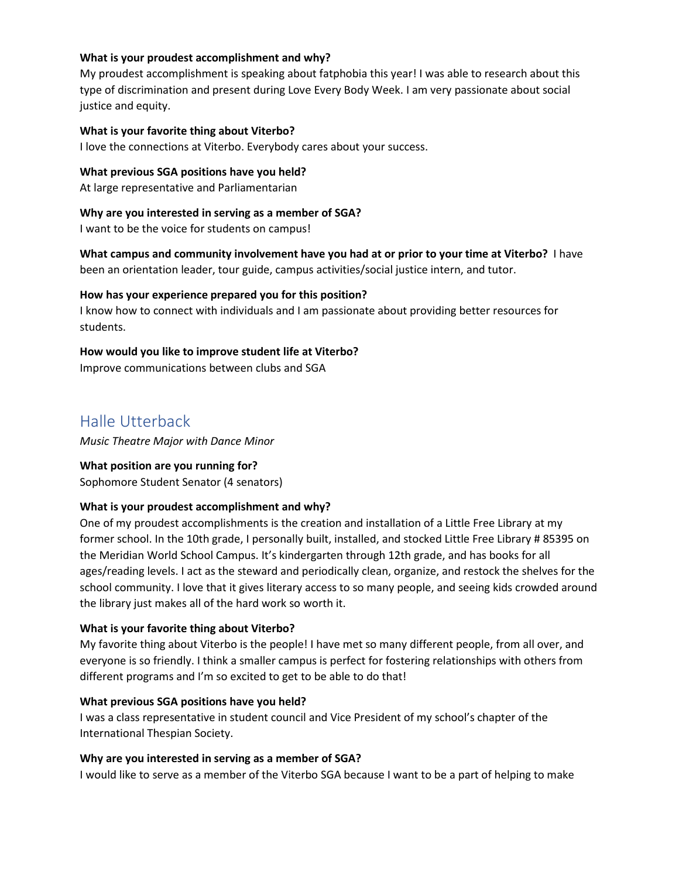**What is your proudest accomplishment and why?**
My proudest accomplishment is speaking about fatphobia this year! I was able to research about this type of discrimination and present during Love Every Body Week. I am very passionate about social justice and equity.

**What is your favorite thing about Viterbo?**
I love the connections at Viterbo. Everybody cares about your success.

**What previous SGA positions have you held?**
At large representative and Parliamentarian

**Why are you interested in serving as a member of SGA?**
I want to be the voice for students on campus!

**What campus and community involvement have you had at or prior to your time at Viterbo?** I have been an orientation leader, tour guide, campus activities/social justice intern, and tutor.

**How has your experience prepared you for this position?**
I know how to connect with individuals and I am passionate about providing better resources for students.

**How would you like to improve student life at Viterbo?**
Improve communications between clubs and SGA

## Halle Utterback

*Music Theatre Major with Dance Minor*

**What position are you running for?**
Sophomore Student Senator (4 senators)

**What is your proudest accomplishment and why?**
One of my proudest accomplishments is the creation and installation of a Little Free Library at my former school. In the 10th grade, I personally built, installed, and stocked Little Free Library # 85395 on the Meridian World School Campus. It's kindergarten through 12th grade, and has books for all ages/reading levels. I act as the steward and periodically clean, organize, and restock the shelves for the school community. I love that it gives literary access to so many people, and seeing kids crowded around the library just makes all of the hard work so worth it.

**What is your favorite thing about Viterbo?**
My favorite thing about Viterbo is the people! I have met so many different people, from all over, and everyone is so friendly. I think a smaller campus is perfect for fostering relationships with others from different programs and I'm so excited to get to be able to do that!

**What previous SGA positions have you held?**
I was a class representative in student council and Vice President of my school's chapter of the International Thespian Society.

**Why are you interested in serving as a member of SGA?**
I would like to serve as a member of the Viterbo SGA because I want to be a part of helping to make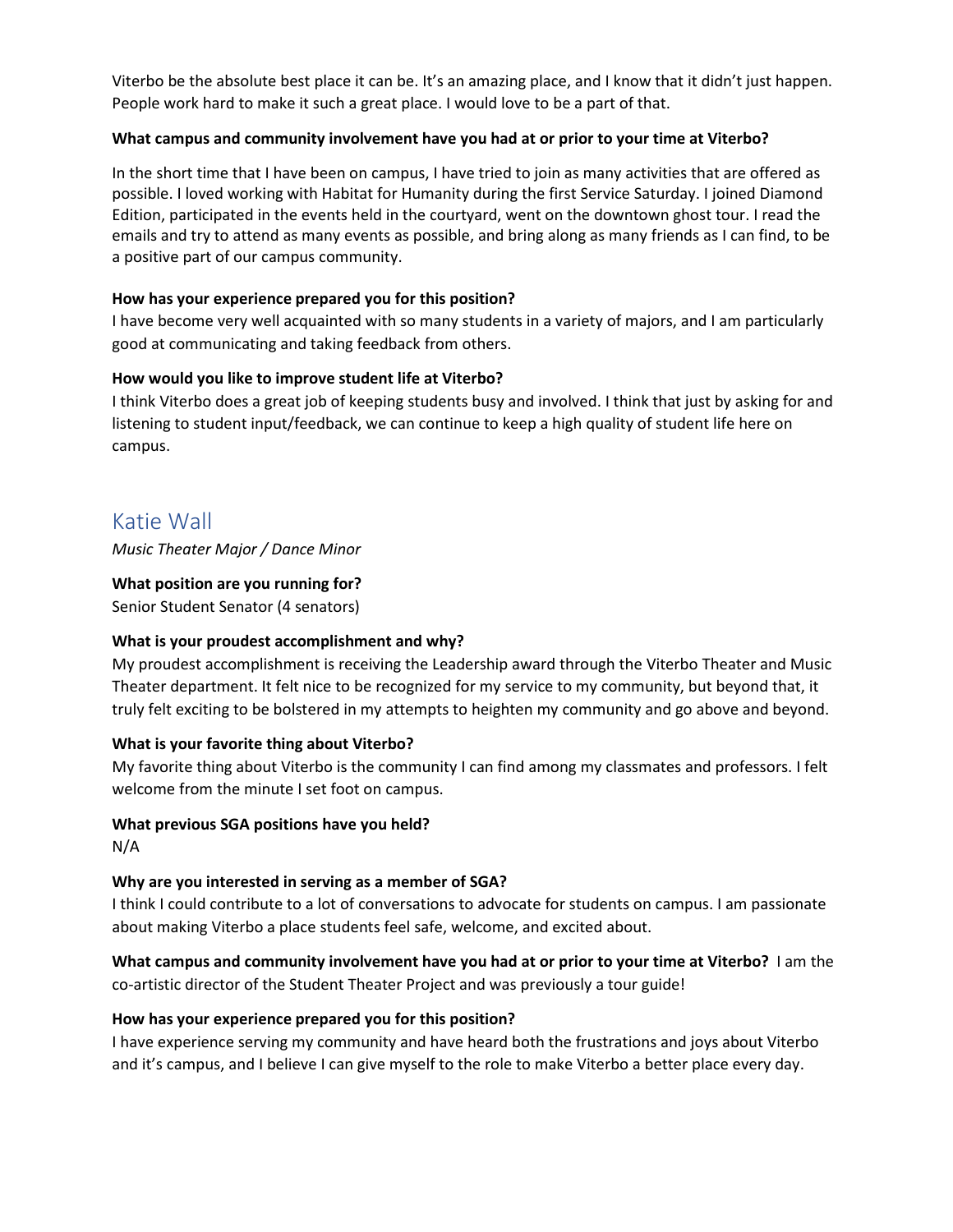Viterbo be the absolute best place it can be. It's an amazing place, and I know that it didn't just happen. People work hard to make it such a great place. I would love to be a part of that.

**What campus and community involvement have you had at or prior to your time at Viterbo?**

In the short time that I have been on campus, I have tried to join as many activities that are offered as possible. I loved working with Habitat for Humanity during the first Service Saturday. I joined Diamond Edition, participated in the events held in the courtyard, went on the downtown ghost tour. I read the emails and try to attend as many events as possible, and bring along as many friends as I can find, to be a positive part of our campus community.

**How has your experience prepared you for this position?**

I have become very well acquainted with so many students in a variety of majors, and I am particularly good at communicating and taking feedback from others.

**How would you like to improve student life at Viterbo?**

I think Viterbo does a great job of keeping students busy and involved. I think that just by asking for and listening to student input/feedback, we can continue to keep a high quality of student life here on campus.

## Katie Wall

*Music Theater Major / Dance Minor*

**What position are you running for?**

Senior Student Senator (4 senators)

**What is your proudest accomplishment and why?**

My proudest accomplishment is receiving the Leadership award through the Viterbo Theater and Music Theater department. It felt nice to be recognized for my service to my community, but beyond that, it truly felt exciting to be bolstered in my attempts to heighten my community and go above and beyond.

**What is your favorite thing about Viterbo?**

My favorite thing about Viterbo is the community I can find among my classmates and professors. I felt welcome from the minute I set foot on campus.

**What previous SGA positions have you held?**

N/A

**Why are you interested in serving as a member of SGA?**

I think I could contribute to a lot of conversations to advocate for students on campus. I am passionate about making Viterbo a place students feel safe, welcome, and excited about.

**What campus and community involvement have you had at or prior to your time at Viterbo?** I am the co-artistic director of the Student Theater Project and was previously a tour guide!

**How has your experience prepared you for this position?**

I have experience serving my community and have heard both the frustrations and joys about Viterbo and it's campus, and I believe I can give myself to the role to make Viterbo a better place every day.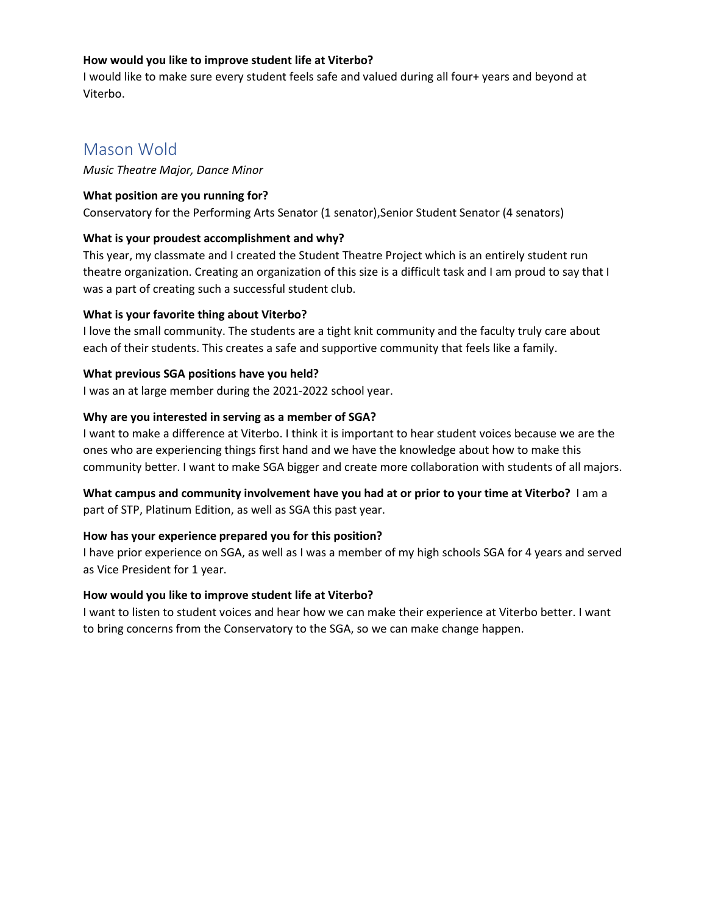**How would you like to improve student life at Viterbo?**

I would like to make sure every student feels safe and valued during all four+ years and beyond at Viterbo.

## Mason Wold

*Music Theatre Major, Dance Minor*

**What position are you running for?**

Conservatory for the Performing Arts Senator (1 senator),Senior Student Senator (4 senators)

**What is your proudest accomplishment and why?**

This year, my classmate and I created the Student Theatre Project which is an entirely student run theatre organization. Creating an organization of this size is a difficult task and I am proud to say that I was a part of creating such a successful student club.

**What is your favorite thing about Viterbo?**

I love the small community. The students are a tight knit community and the faculty truly care about each of their students. This creates a safe and supportive community that feels like a family.

**What previous SGA positions have you held?**

I was an at large member during the 2021-2022 school year.

**Why are you interested in serving as a member of SGA?**

I want to make a difference at Viterbo. I think it is important to hear student voices because we are the ones who are experiencing things first hand and we have the knowledge about how to make this community better. I want to make SGA bigger and create more collaboration with students of all majors.

**What campus and community involvement have you had at or prior to your time at Viterbo?** I am a part of STP, Platinum Edition, as well as SGA this past year.

**How has your experience prepared you for this position?**

I have prior experience on SGA, as well as I was a member of my high schools SGA for 4 years and served as Vice President for 1 year.

**How would you like to improve student life at Viterbo?**

I want to listen to student voices and hear how we can make their experience at Viterbo better. I want to bring concerns from the Conservatory to the SGA, so we can make change happen.